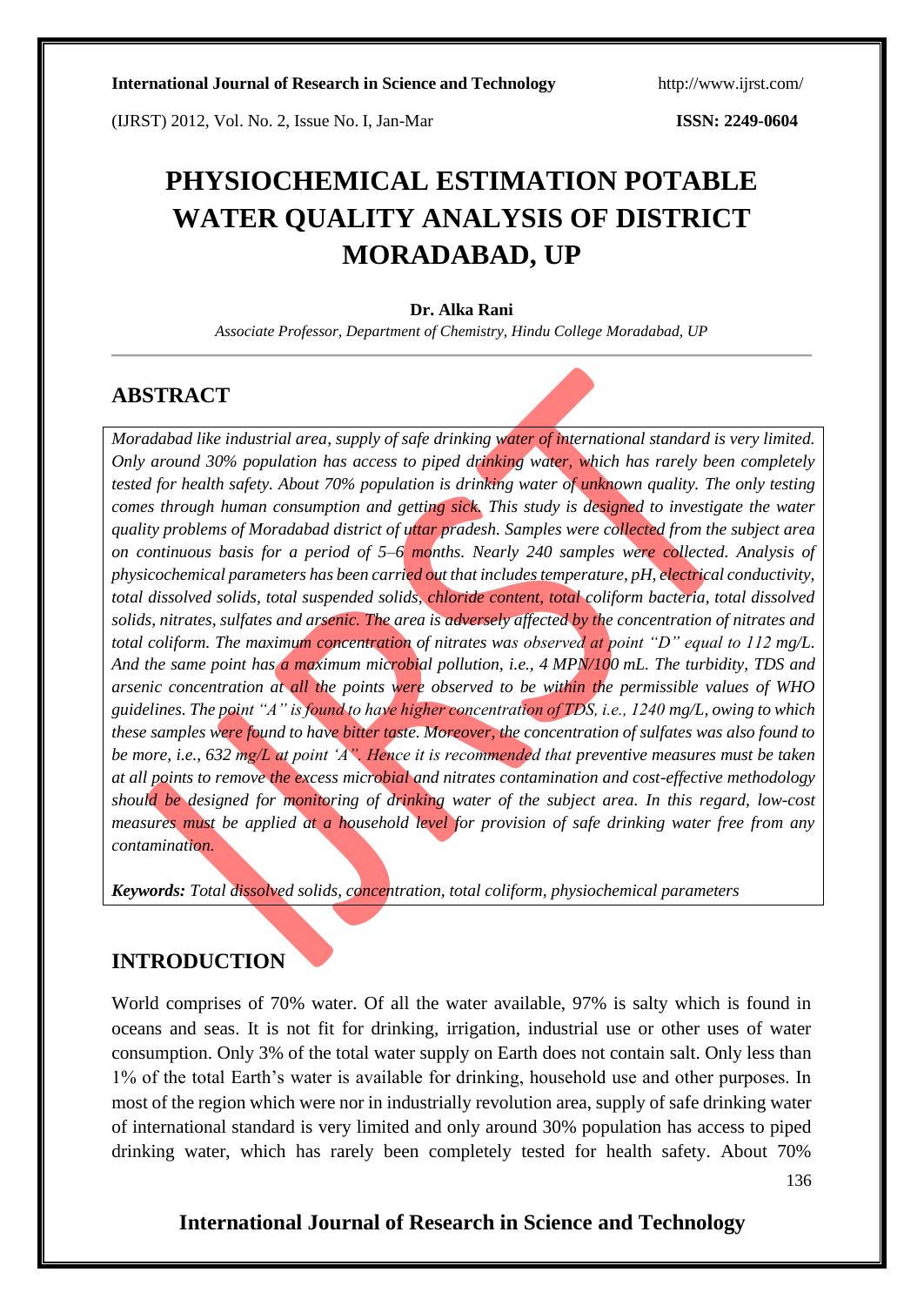# PHYSIOCHEMICAL ESTIMATION POTABLE WATER QUALITY ANALYSIS OF DISTRICT MORADABAD, UP

**Dr. Alka Rani**

*Associate Professor, Department of Chemistry, Hindu College Moradabad, UP*

## ABSTRACT

*Moradabad like industrial area, supply of safe drinking water of international standard is very limited. Only around 30% population has access to piped drinking water, which has rarely been completely tested for health safety. About 70% population is drinking water of unknown quality. The only testing comes through human consumption and getting sick. This study is designed to investigate the water quality problems of Moradabad district of uttar pradesh. Samples were collected from the subject area on continuous basis for a period of 5–6 months. Nearly 240 samples were collected. Analysis of physicochemical parameters has been carried out that includes temperature, pH, electrical conductivity, total dissolved solids, total suspended solids, chloride content, total coliform bacteria, total dissolved solids, nitrates, sulfates and arsenic. The area is adversely affected by the concentration of nitrates and total coliform. The maximum concentration of nitrates was observed at point "D" equal to 112 mg/L. And the same point has a maximum microbial pollution, i.e., 4 MPN/100 mL. The turbidity, TDS and arsenic concentration at all the points were observed to be within the permissible values of WHO guidelines. The point "A" is found to have higher concentration of TDS, i.e., 1240 mg/L, owing to which these samples were found to have bitter taste. Moreover, the concentration of sulfates was also found to be more, i.e., 632 mg/L at point 'A". Hence it is recommended that preventive measures must be taken at all points to remove the excess microbial and nitrates contamination and cost-effective methodology should be designed for monitoring of drinking water of the subject area. In this regard, low-cost measures must be applied at a household level for provision of safe drinking water free from any contamination.*

***Keywords:*** *Total dissolved solids, concentration, total coliform, physiochemical parameters*

## INTRODUCTION

World comprises of 70% water. Of all the water available, 97% is salty which is found in oceans and seas. It is not fit for drinking, irrigation, industrial use or other uses of water consumption. Only 3% of the total water supply on Earth does not contain salt. Only less than 1% of the total Earth's water is available for drinking, household use and other purposes. In most of the region which were nor in industrially revolution area, supply of safe drinking water of international standard is very limited and only around 30% population has access to piped drinking water, which has rarely been completely tested for health safety. About 70%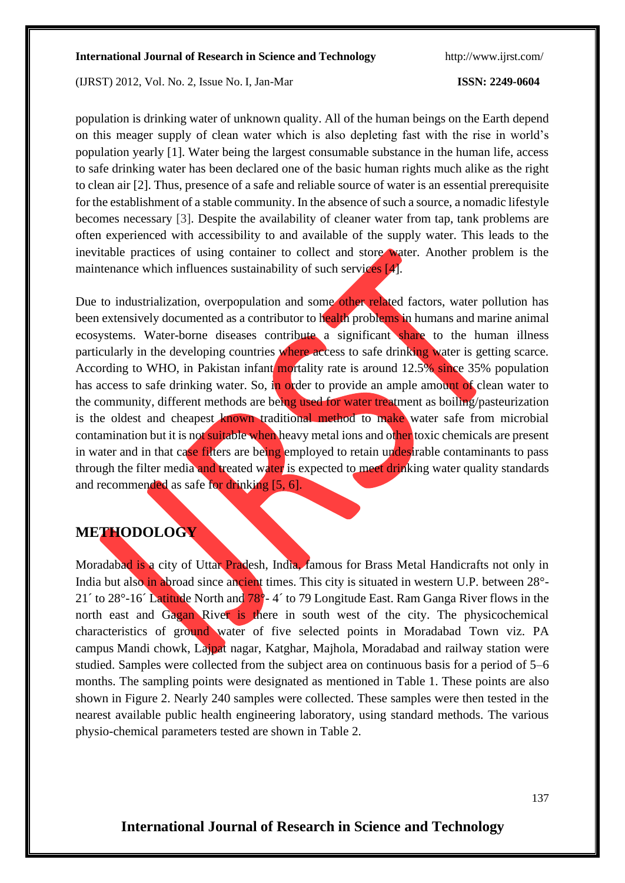population is drinking water of unknown quality. All of the human beings on the Earth depend on this meager supply of clean water which is also depleting fast with the rise in world's population yearly [1]. Water being the largest consumable substance in the human life, access to safe drinking water has been declared one of the basic human rights much alike as the right to clean air [2]. Thus, presence of a safe and reliable source of water is an essential prerequisite for the establishment of a stable community. In the absence of such a source, a nomadic lifestyle becomes necessary [3]. Despite the availability of cleaner water from tap, tank problems are often experienced with accessibility to and available of the supply water. This leads to the inevitable practices of using container to collect and store water. Another problem is the maintenance which influences sustainability of such services [4].

Due to industrialization, overpopulation and some other related factors, water pollution has been extensively documented as a contributor to health problems in humans and marine animal ecosystems. Water-borne diseases contribute a significant share to the human illness particularly in the developing countries where access to safe drinking water is getting scarce. According to WHO, in Pakistan infant mortality rate is around 12.5% since 35% population has access to safe drinking water. So, in order to provide an ample amount of clean water to the community, different methods are being used for water treatment as boiling/pasteurization is the oldest and cheapest known traditional method to make water safe from microbial contamination but it is not suitable when heavy metal ions and other toxic chemicals are present in water and in that case filters are being employed to retain undesirable contaminants to pass through the filter media and treated water is expected to meet drinking water quality standards and recommended as safe for drinking [5, 6].

## METHODOLOGY

Moradabad is a city of Uttar Pradesh, India, famous for Brass Metal Handicrafts not only in India but also in abroad since ancient times. This city is situated in western U.P. between 28°-21´ to 28°-16´ Latitude North and 78°- 4´ to 79 Longitude East. Ram Ganga River flows in the north east and Gagan River is there in south west of the city. The physicochemical characteristics of ground water of five selected points in Moradabad Town viz. PA campus Mandi chowk, Lajpat nagar, Katghar, Majhola, Moradabad and railway station were studied. Samples were collected from the subject area on continuous basis for a period of 5–6 months. The sampling points were designated as mentioned in Table 1. These points are also shown in Figure 2. Nearly 240 samples were collected. These samples were then tested in the nearest available public health engineering laboratory, using standard methods. The various physio-chemical parameters tested are shown in Table 2.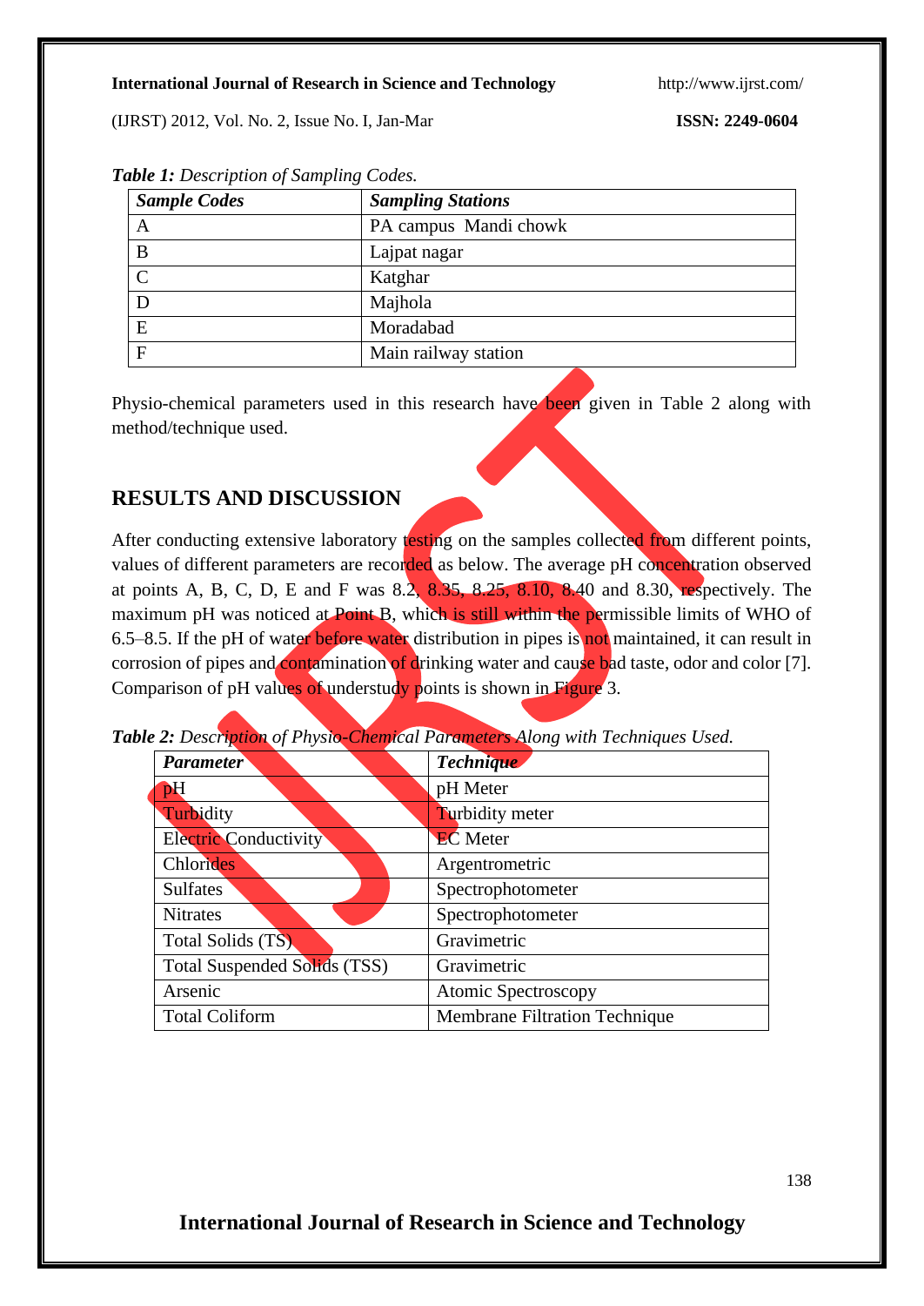***Table 1:*** *Description of Sampling Codes.*

| ***Sample Codes*** | ***Sampling Stations*** |
|---|---|
| A | PA campus  Mandi chowk |
| B | Lajpat nagar |
| C | Katghar |
| D | Majhola |
| E | Moradabad |
| F | Main railway station |

Physio-chemical parameters used in this research have been given in Table 2 along with method/technique used.

## RESULTS AND DISCUSSION

After conducting extensive laboratory testing on the samples collected from different points, values of different parameters are recorded as below. The average pH concentration observed at points A, B, C, D, E and F was 8.2, 8.35, 8.25, 8.10, 8.40 and 8.30, respectively. The maximum pH was noticed at Point B, which is still within the permissible limits of WHO of 6.5–8.5. If the pH of water before water distribution in pipes is not maintained, it can result in corrosion of pipes and contamination of drinking water and cause bad taste, odor and color [7]. Comparison of pH values of understudy points is shown in Figure 3.

***Table 2:*** *Description of Physio-Chemical Parameters Along with Techniques Used.*

| ***Parameter*** | ***Technique*** |
|---|---|
| pH | pH Meter |
| Turbidity | Turbidity meter |
| Electric Conductivity | EC Meter |
| Chlorides | Argentrometric |
| Sulfates | Spectrophotometer |
| Nitrates | Spectrophotometer |
| Total Solids (TS) | Gravimetric |
| Total Suspended Solids (TSS) | Gravimetric |
| Arsenic | Atomic Spectroscopy |
| Total Coliform | Membrane Filtration Technique |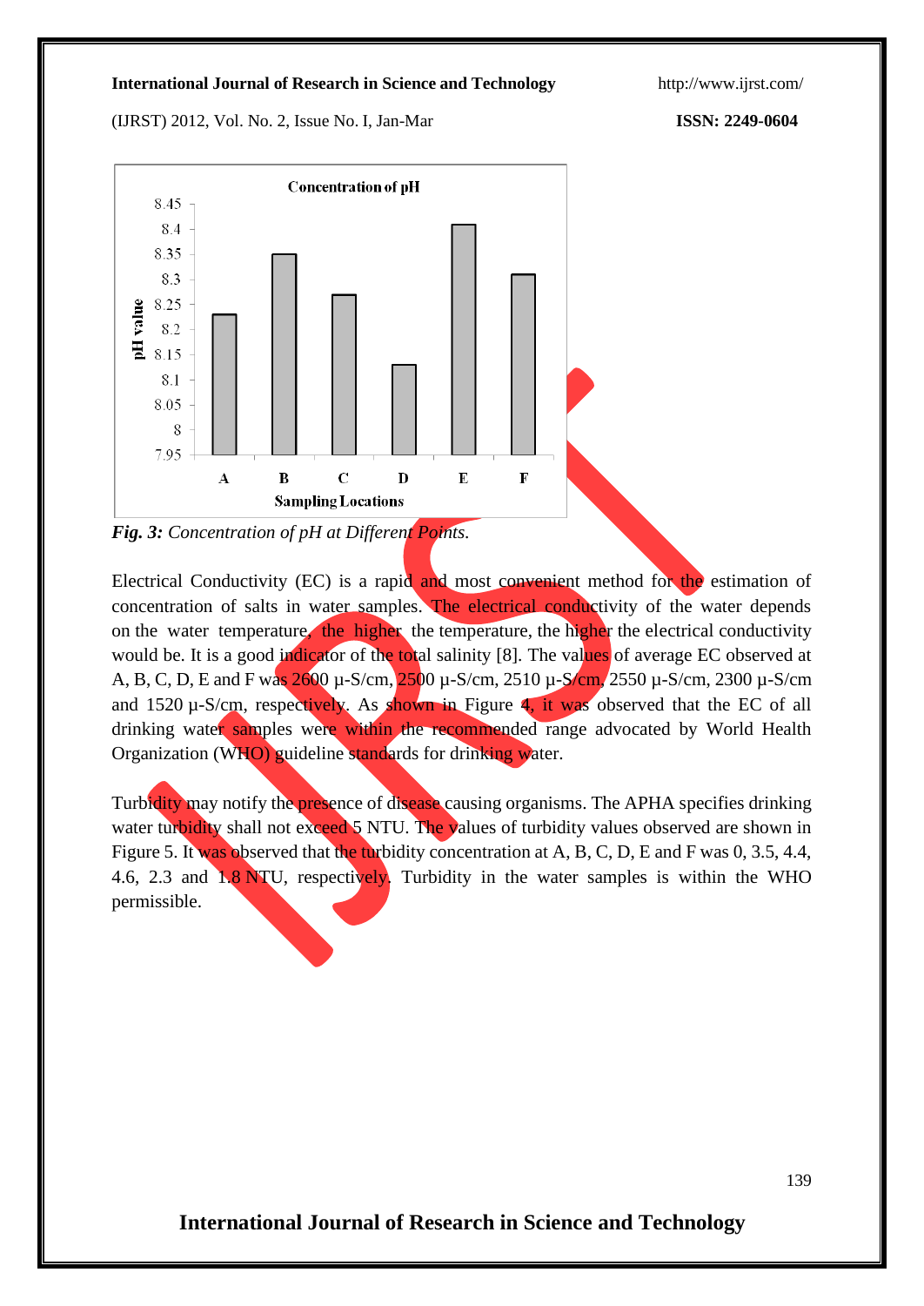*Fig. 3: Concentration of pH at Different Points.*

Electrical Conductivity (EC) is a rapid and most convenient method for the estimation of concentration of salts in water samples. The electrical conductivity of the water depends on the water temperature, the higher the temperature, the higher the electrical conductivity would be. It is a good indicator of the total salinity [8]. The values of average EC observed at A, B, C, D, E and F was 2600 µ-S/cm, 2500 µ-S/cm, 2510 µ-S/cm, 2550 µ-S/cm, 2300 µ-S/cm and 1520 µ-S/cm, respectively. As shown in Figure 4, it was observed that the EC of all drinking water samples were within the recommended range advocated by World Health Organization (WHO) guideline standards for drinking water.

Turbidity may notify the presence of disease causing organisms. The APHA specifies drinking water turbidity shall not exceed 5 NTU. The values of turbidity values observed are shown in Figure 5. It was observed that the turbidity concentration at A, B, C, D, E and F was 0, 3.5, 4.4, 4.6, 2.3 and 1.8 NTU, respectively. Turbidity in the water samples is within the WHO permissible.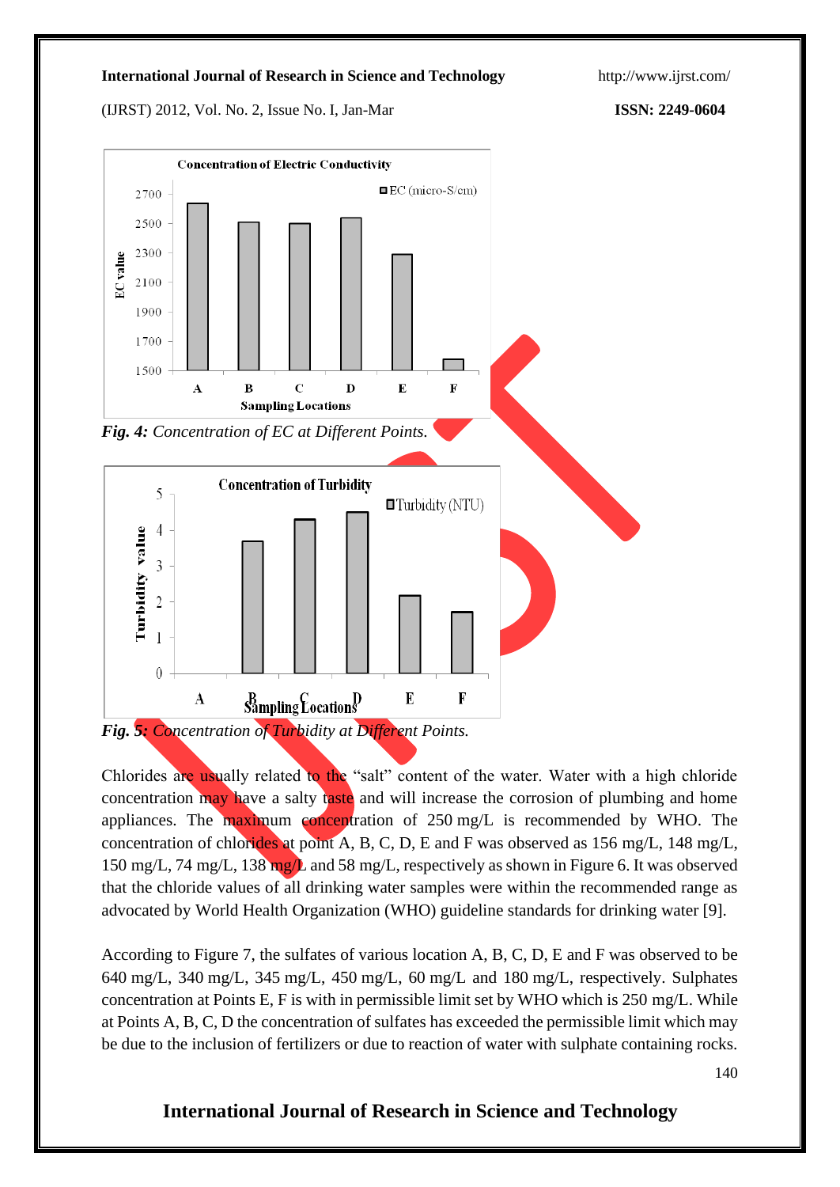*Fig. 4: Concentration of EC at Different Points.*

*Fig. 5: Concentration of Turbidity at Different Points.*

Chlorides are usually related to the "salt" content of the water. Water with a high chloride concentration may have a salty taste and will increase the corrosion of plumbing and home appliances. The maximum concentration of 250 mg/L is recommended by WHO. The concentration of chlorides at point A, B, C, D, E and F was observed as 156 mg/L, 148 mg/L, 150 mg/L, 74 mg/L, 138 mg/L and 58 mg/L, respectively as shown in Figure 6. It was observed that the chloride values of all drinking water samples were within the recommended range as advocated by World Health Organization (WHO) guideline standards for drinking water [9].

According to Figure 7, the sulfates of various location A, B, C, D, E and F was observed to be 640 mg/L, 340 mg/L, 345 mg/L, 450 mg/L, 60 mg/L and 180 mg/L, respectively. Sulphates concentration at Points E, F is with in permissible limit set by WHO which is 250 mg/L. While at Points A, B, C, D the concentration of sulfates has exceeded the permissible limit which may be due to the inclusion of fertilizers or due to reaction of water with sulphate containing rocks.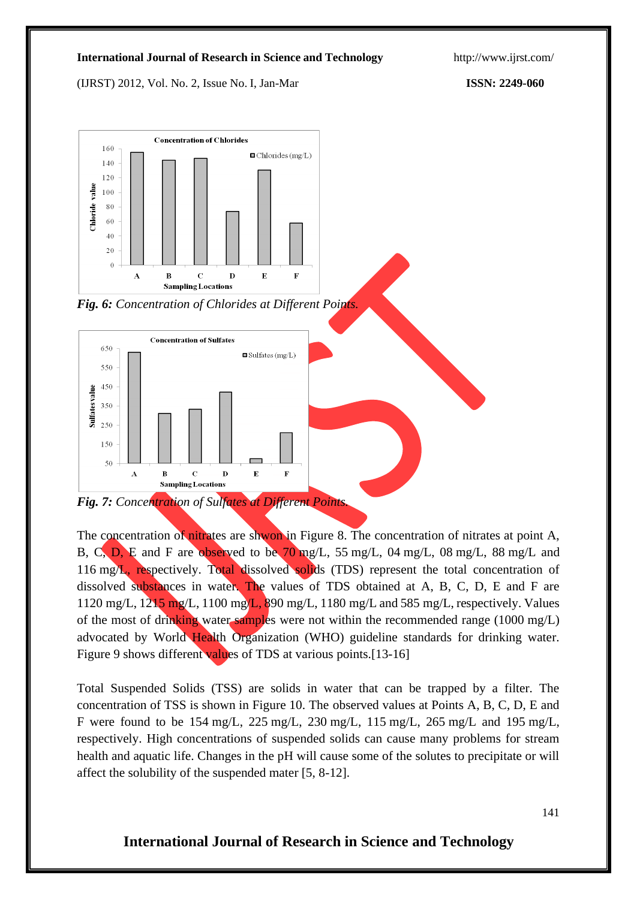*Fig. 6: Concentration of Chlorides at Different Points.*

*Fig. 7: Concentration of Sulfates at Different Points.*

The concentration of nitrates are shwon in Figure 8. The concentration of nitrates at point A, B, C, D, E and F are observed to be 70 mg/L, 55 mg/L, 04 mg/L, 08 mg/L, 88 mg/L and 116 mg/L, respectively. Total dissolved solids (TDS) represent the total concentration of dissolved substances in water. The values of TDS obtained at A, B, C, D, E and F are 1120 mg/L, 1215 mg/L, 1100 mg/L, 890 mg/L, 1180 mg/L and 585 mg/L, respectively. Values of the most of drinking water samples were not within the recommended range (1000 mg/L) advocated by World Health Organization (WHO) guideline standards for drinking water. Figure 9 shows different values of TDS at various points.[13-16]

Total Suspended Solids (TSS) are solids in water that can be trapped by a filter. The concentration of TSS is shown in Figure 10. The observed values at Points A, B, C, D, E and F were found to be 154 mg/L, 225 mg/L, 230 mg/L, 115 mg/L, 265 mg/L and 195 mg/L, respectively. High concentrations of suspended solids can cause many problems for stream health and aquatic life. Changes in the pH will cause some of the solutes to precipitate or will affect the solubility of the suspended mater [5, 8-12].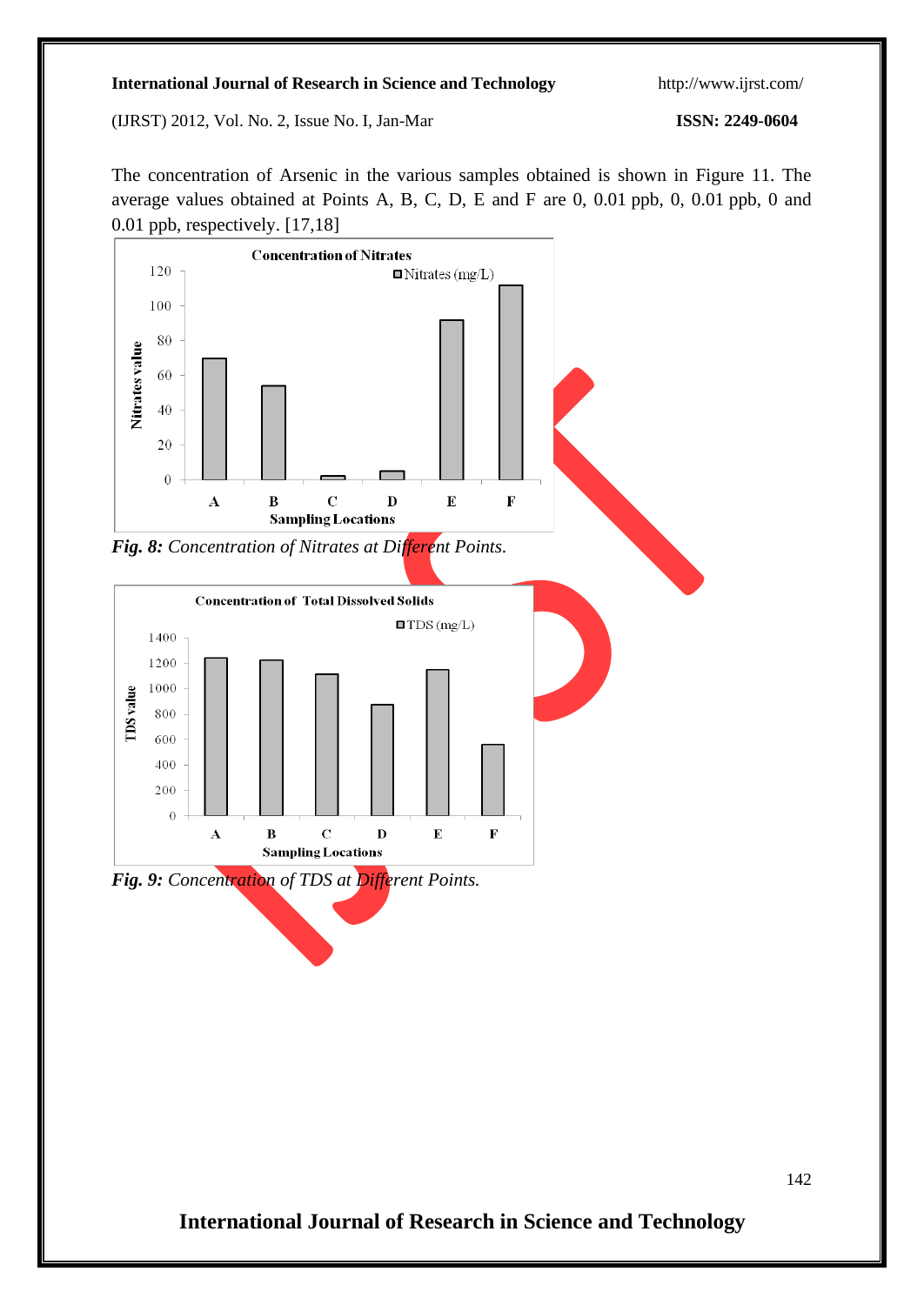The concentration of Arsenic in the various samples obtained is shown in Figure 11. The average values obtained at Points A, B, C, D, E and F are 0, 0.01 ppb, 0, 0.01 ppb, 0 and 0.01 ppb, respectively. [17,18]

***Fig. 8:*** *Concentration of Nitrates at Different Points.*

***Fig. 9:*** *Concentration of TDS at Different Points.*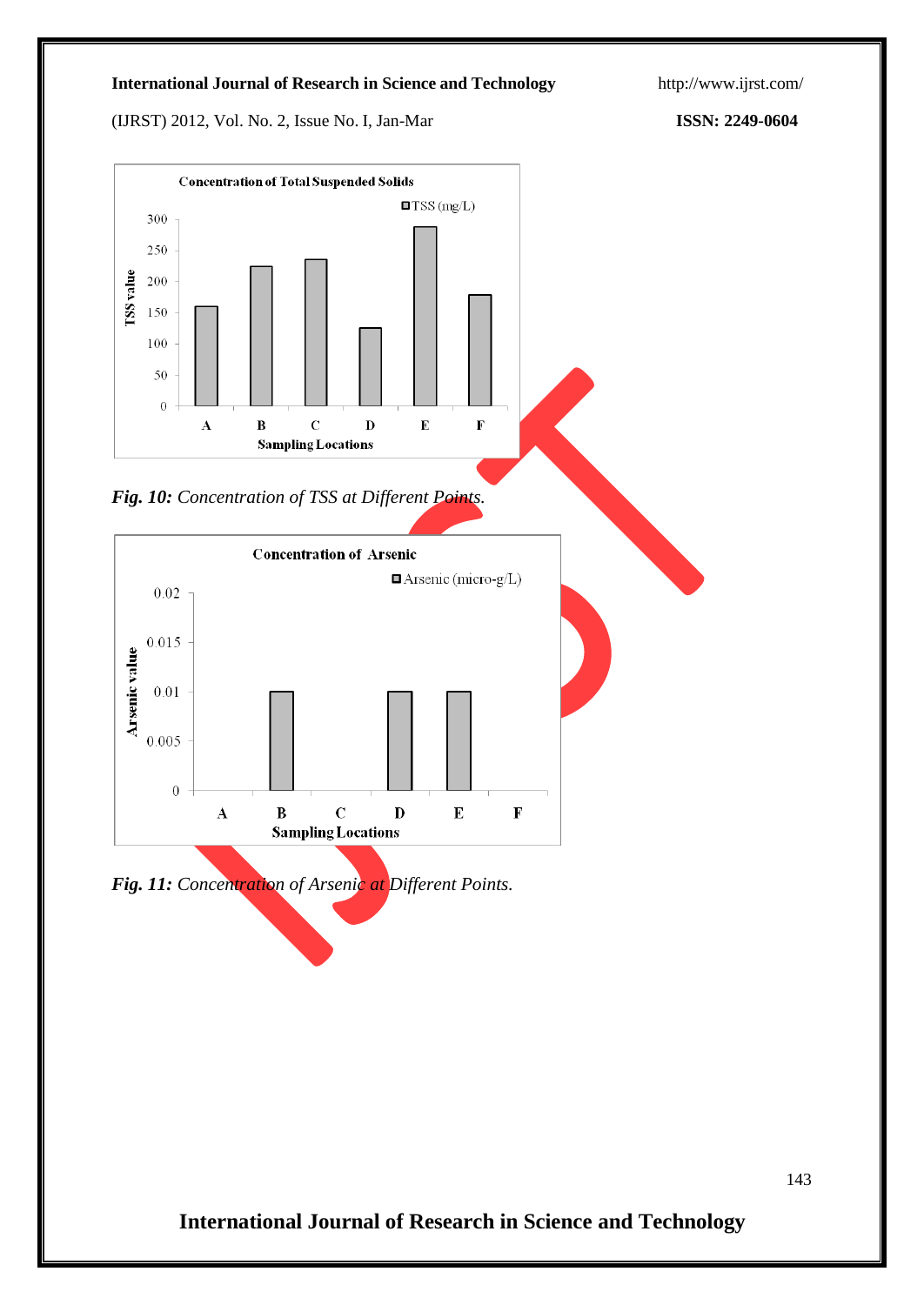*Fig. 10: Concentration of TSS at Different Points.*

*Fig. 11: Concentration of Arsenic at Different Points.*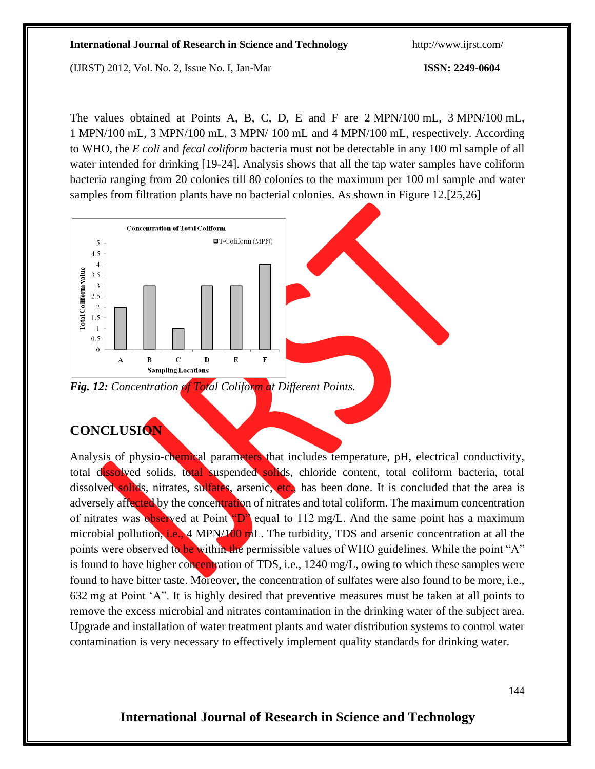The values obtained at Points A, B, C, D, E and F are 2 MPN/100 mL, 3 MPN/100 mL, 1 MPN/100 mL, 3 MPN/100 mL, 3 MPN/ 100 mL and 4 MPN/100 mL, respectively. According to WHO, the *E coli* and *fecal coliform* bacteria must not be detectable in any 100 ml sample of all water intended for drinking [19-24]. Analysis shows that all the tap water samples have coliform bacteria ranging from 20 colonies till 80 colonies to the maximum per 100 ml sample and water samples from filtration plants have no bacterial colonies. As shown in Figure 12.[25,26]

***Fig. 12:*** *Concentration of Total Coliform at Different Points.*

## CONCLUSION

Analysis of physio-chemical parameters that includes temperature, pH, electrical conductivity, total dissolved solids, total suspended solids, chloride content, total coliform bacteria, total dissolved solids, nitrates, sulfates, arsenic, etc., has been done. It is concluded that the area is adversely affected by the concentration of nitrates and total coliform. The maximum concentration of nitrates was observed at Point "D" equal to 112 mg/L. And the same point has a maximum microbial pollution, i.e., 4 MPN/100 mL. The turbidity, TDS and arsenic concentration at all the points were observed to be within the permissible values of WHO guidelines. While the point "A" is found to have higher concentration of TDS, i.e., 1240 mg/L, owing to which these samples were found to have bitter taste. Moreover, the concentration of sulfates were also found to be more, i.e., 632 mg at Point 'A". It is highly desired that preventive measures must be taken at all points to remove the excess microbial and nitrates contamination in the drinking water of the subject area. Upgrade and installation of water treatment plants and water distribution systems to control water contamination is very necessary to effectively implement quality standards for drinking water.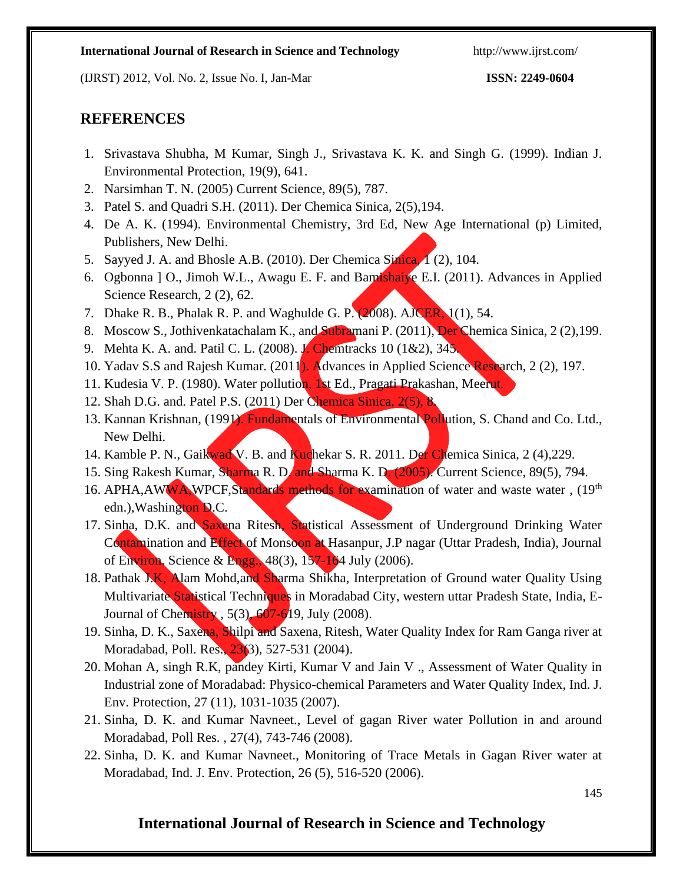## REFERENCES

1. Srivastava Shubha, M Kumar, Singh J., Srivastava K. K. and Singh G. (1999). Indian J. Environmental Protection, 19(9), 641.
2. Narsimhan T. N. (2005) Current Science, 89(5), 787.
3. Patel S. and Quadri S.H. (2011). Der Chemica Sinica, 2(5),194.
4. De A. K. (1994). Environmental Chemistry, 3rd Ed, New Age International (p) Limited, Publishers, New Delhi.
5. Sayyed J. A. and Bhosle A.B. (2010). Der Chemica Sinica, 1 (2), 104.
6. Ogbonna ] O., Jimoh W.L., Awagu E. F. and Bamishaiye E.I. (2011). Advances in Applied Science Research, 2 (2), 62.
7. Dhake R. B., Phalak R. P. and Waghulde G. P. (2008). AJCER, 1(1), 54.
8. Moscow S., Jothivenkatachalam K., and Subramani P. (2011), Der Chemica Sinica, 2 (2),199.
9. Mehta K. A. and. Patil C. L. (2008). J. Chemtracks 10 (1&2), 345.
10. Yadav S.S and Rajesh Kumar. (2011). Advances in Applied Science Research, 2 (2), 197.
11. Kudesia V. P. (1980). Water pollution, 1st Ed., Pragati Prakashan, Meerut.
12. Shah D.G. and. Patel P.S. (2011) Der Chemica Sinica, 2(5), 8.
13. Kannan Krishnan, (1991). Fundamentals of Environmental Pollution, S. Chand and Co. Ltd., New Delhi.
14. Kamble P. N., Gaikwad V. B. and Kuchekar S. R. 2011. Der Chemica Sinica, 2 (4),229.
15. Sing Rakesh Kumar, Sharma R. D. and Sharma K. D. (2005). Current Science, 89(5), 794.
16. APHA,AWWA,WPCF,Standards methods for examination of water and waste water , (19th edn.),Washington D.C.
17. Sinha, D.K. and Saxena Ritesh, Statistical Assessment of Underground Drinking Water Contamination and Effect of Monsoon at Hasanpur, J.P nagar (Uttar Pradesh, India), Journal of Environ. Science & Engg., 48(3), 157-164 July (2006).
18. Pathak J.K, Alam Mohd,and Sharma Shikha, Interpretation of Ground water Quality Using Multivariate Statistical Techniques in Moradabad City, western uttar Pradesh State, India, E-Journal of Chemistry , 5(3), 607-619, July (2008).
19. Sinha, D. K., Saxena, Shilpi and Saxena, Ritesh, Water Quality Index for Ram Ganga river at Moradabad, Poll. Res., 23(3), 527-531 (2004).
20. Mohan A, singh R.K, pandey Kirti, Kumar V and Jain V ., Assessment of Water Quality in Industrial zone of Moradabad: Physico-chemical Parameters and Water Quality Index, Ind. J. Env. Protection, 27 (11), 1031-1035 (2007).
21. Sinha, D. K. and Kumar Navneet., Level of gagan River water Pollution in and around Moradabad, Poll Res. , 27(4), 743-746 (2008).
22. Sinha, D. K. and Kumar Navneet., Monitoring of Trace Metals in Gagan River water at Moradabad, Ind. J. Env. Protection, 26 (5), 516-520 (2006).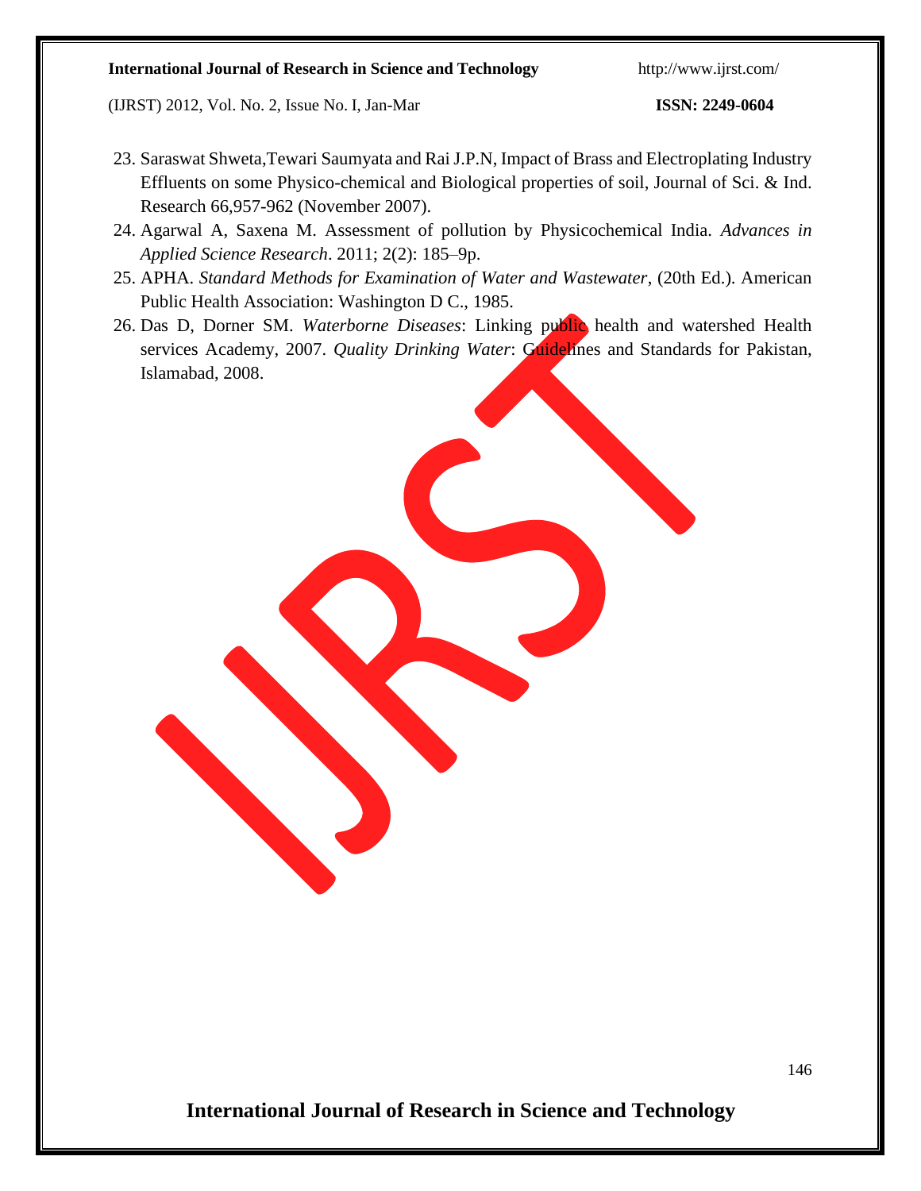23. Saraswat Shweta,Tewari Saumyata and Rai J.P.N, Impact of Brass and Electroplating Industry Effluents on some Physico-chemical and Biological properties of soil, Journal of Sci. & Ind. Research 66,957-962 (November 2007).
24. Agarwal A, Saxena M. Assessment of pollution by Physicochemical India. *Advances in Applied Science Research*. 2011; 2(2): 185–9p.
25. APHA. *Standard Methods for Examination of Water and Wastewater*, (20th Ed.). American Public Health Association: Washington D C., 1985.
26. Das D, Dorner SM. *Waterborne Diseases*: Linking public health and watershed Health services Academy, 2007. *Quality Drinking Water*: Guidelines and Standards for Pakistan, Islamabad, 2008.